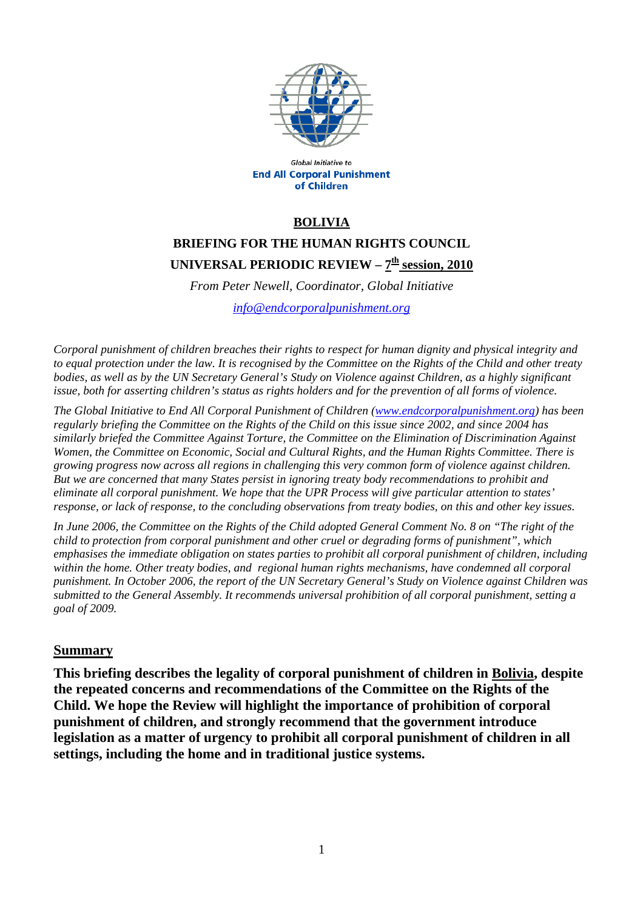Global Initiative to
**End All Corporal Punishment of Children**

# BOLIVIA

## BRIEFING FOR THE HUMAN RIGHTS COUNCIL

## UNIVERSAL PERIODIC REVIEW – 7th session, 2010

*From Peter Newell, Coordinator, Global Initiative*

*info@endcorporalpunishment.org*

*Corporal punishment of children breaches their rights to respect for human dignity and physical integrity and to equal protection under the law. It is recognised by the Committee on the Rights of the Child and other treaty bodies, as well as by the UN Secretary General's Study on Violence against Children, as a highly significant issue, both for asserting children's status as rights holders and for the prevention of all forms of violence.*

*The Global Initiative to End All Corporal Punishment of Children (www.endcorporalpunishment.org) has been regularly briefing the Committee on the Rights of the Child on this issue since 2002, and since 2004 has similarly briefed the Committee Against Torture, the Committee on the Elimination of Discrimination Against Women, the Committee on Economic, Social and Cultural Rights, and the Human Rights Committee. There is growing progress now across all regions in challenging this very common form of violence against children. But we are concerned that many States persist in ignoring treaty body recommendations to prohibit and eliminate all corporal punishment. We hope that the UPR Process will give particular attention to states' response, or lack of response, to the concluding observations from treaty bodies, on this and other key issues.*

*In June 2006, the Committee on the Rights of the Child adopted General Comment No. 8 on "The right of the child to protection from corporal punishment and other cruel or degrading forms of punishment", which emphasises the immediate obligation on states parties to prohibit all corporal punishment of children, including within the home. Other treaty bodies, and regional human rights mechanisms, have condemned all corporal punishment. In October 2006, the report of the UN Secretary General's Study on Violence against Children was submitted to the General Assembly. It recommends universal prohibition of all corporal punishment, setting a goal of 2009.*

## Summary

**This briefing describes the legality of corporal punishment of children in Bolivia, despite the repeated concerns and recommendations of the Committee on the Rights of the Child. We hope the Review will highlight the importance of prohibition of corporal punishment of children, and strongly recommend that the government introduce legislation as a matter of urgency to prohibit all corporal punishment of children in all settings, including the home and in traditional justice systems.**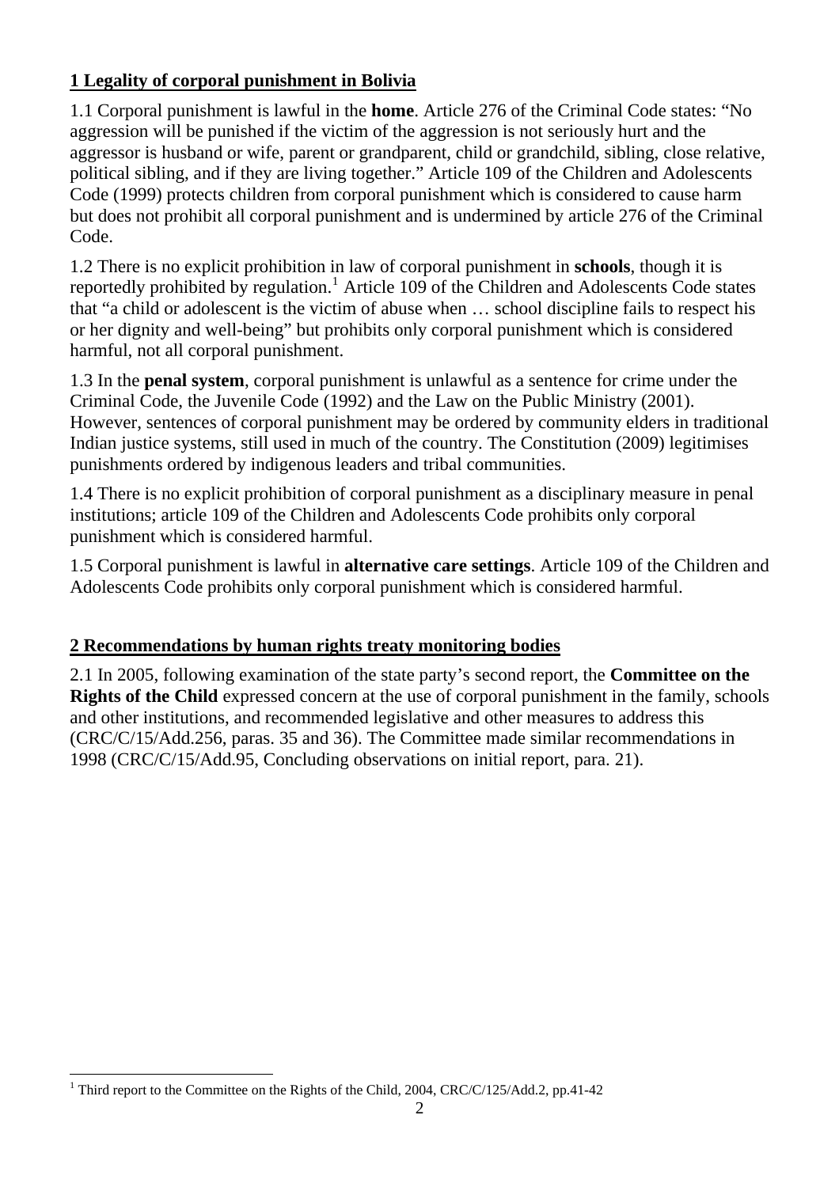## 1 Legality of corporal punishment in Bolivia

1.1 Corporal punishment is lawful in the **home**. Article 276 of the Criminal Code states: "No aggression will be punished if the victim of the aggression is not seriously hurt and the aggressor is husband or wife, parent or grandparent, child or grandchild, sibling, close relative, political sibling, and if they are living together." Article 109 of the Children and Adolescents Code (1999) protects children from corporal punishment which is considered to cause harm but does not prohibit all corporal punishment and is undermined by article 276 of the Criminal Code.

1.2 There is no explicit prohibition in law of corporal punishment in **schools**, though it is reportedly prohibited by regulation.[1] Article 109 of the Children and Adolescents Code states that "a child or adolescent is the victim of abuse when … school discipline fails to respect his or her dignity and well-being" but prohibits only corporal punishment which is considered harmful, not all corporal punishment.

1.3 In the **penal system**, corporal punishment is unlawful as a sentence for crime under the Criminal Code, the Juvenile Code (1992) and the Law on the Public Ministry (2001). However, sentences of corporal punishment may be ordered by community elders in traditional Indian justice systems, still used in much of the country. The Constitution (2009) legitimises punishments ordered by indigenous leaders and tribal communities.

1.4 There is no explicit prohibition of corporal punishment as a disciplinary measure in penal institutions; article 109 of the Children and Adolescents Code prohibits only corporal punishment which is considered harmful.

1.5 Corporal punishment is lawful in **alternative care settings**. Article 109 of the Children and Adolescents Code prohibits only corporal punishment which is considered harmful.

## 2 Recommendations by human rights treaty monitoring bodies

2.1 In 2005, following examination of the state party's second report, the **Committee on the Rights of the Child** expressed concern at the use of corporal punishment in the family, schools and other institutions, and recommended legislative and other measures to address this (CRC/C/15/Add.256, paras. 35 and 36). The Committee made similar recommendations in 1998 (CRC/C/15/Add.95, Concluding observations on initial report, para. 21).

[1] Third report to the Committee on the Rights of the Child, 2004, CRC/C/125/Add.2, pp.41-42